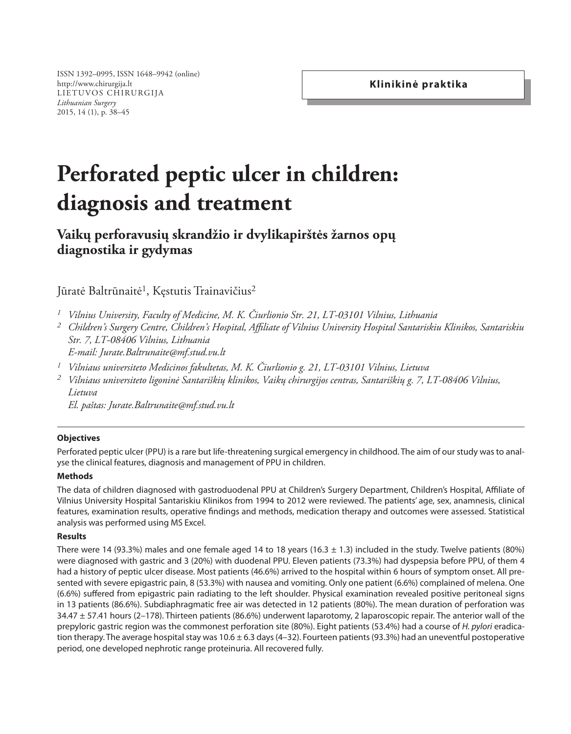Klinikinė praktika

# Perforated peptic ulcer in children: diagnosis and treatment

## Vaikų perforavusių skrandžio ir dvylikapirštės žarnos opų diagnostika ir gydymas

Jūratė Baltrūnaitė[1], Kęstutis Trainavičius[2]

[1] *Vilnius University, Faculty of Medicine, M. K. Čiurlionio Str. 21, LT-03101 Vilnius, Lithuania*

[2] *Children's Surgery Centre, Children's Hospital, Affiliate of Vilnius University Hospital Santariskiu Klinikos, Santariskiu Str. 7, LT-08406 Vilnius, Lithuania*
*E-mail: Jurate.Baltrunaite@mf.stud.vu.lt*

[1] *Vilniaus universiteto Medicinos fakultetas, M. K. Čiurlionio g. 21, LT-03101 Vilnius, Lietuva*

[2] *Vilniaus universiteto ligoninė Santariškių klinikos, Vaikų chirurgijos centras, Santariškių g. 7, LT-08406 Vilnius, Lietuva*
*El. paštas: Jurate.Baltrunaite@mf.stud.vu.lt*

**Objectives**

Perforated peptic ulcer (PPU) is a rare but life-threatening surgical emergency in childhood. The aim of our study was to analyse the clinical features, diagnosis and management of PPU in children.

**Methods**

The data of children diagnosed with gastroduodenal PPU at Children's Surgery Department, Children's Hospital, Affiliate of Vilnius University Hospital Santariskiu Klinikos from 1994 to 2012 were reviewed. The patients' age, sex, anamnesis, clinical features, examination results, operative findings and methods, medication therapy and outcomes were assessed. Statistical analysis was performed using MS Excel.

**Results**

There were 14 (93.3%) males and one female aged 14 to 18 years (16.3 ± 1.3) included in the study. Twelve patients (80%) were diagnosed with gastric and 3 (20%) with duodenal PPU. Eleven patients (73.3%) had dyspepsia before PPU, of them 4 had a history of peptic ulcer disease. Most patients (46.6%) arrived to the hospital within 6 hours of symptom onset. All presented with severe epigastric pain, 8 (53.3%) with nausea and vomiting. Only one patient (6.6%) complained of melena. One (6.6%) suffered from epigastric pain radiating to the left shoulder. Physical examination revealed positive peritoneal signs in 13 patients (86.6%). Subdiaphragmatic free air was detected in 12 patients (80%). The mean duration of perforation was 34.47 ± 57.41 hours (2–178). Thirteen patients (86.6%) underwent laparotomy, 2 laparoscopic repair. The anterior wall of the prepyloric gastric region was the commonest perforation site (80%). Eight patients (53.4%) had a course of *H. pylori* eradication therapy. The average hospital stay was 10.6 ± 6.3 days (4–32). Fourteen patients (93.3%) had an uneventful postoperative period, one developed nephrotic range proteinuria. All recovered fully.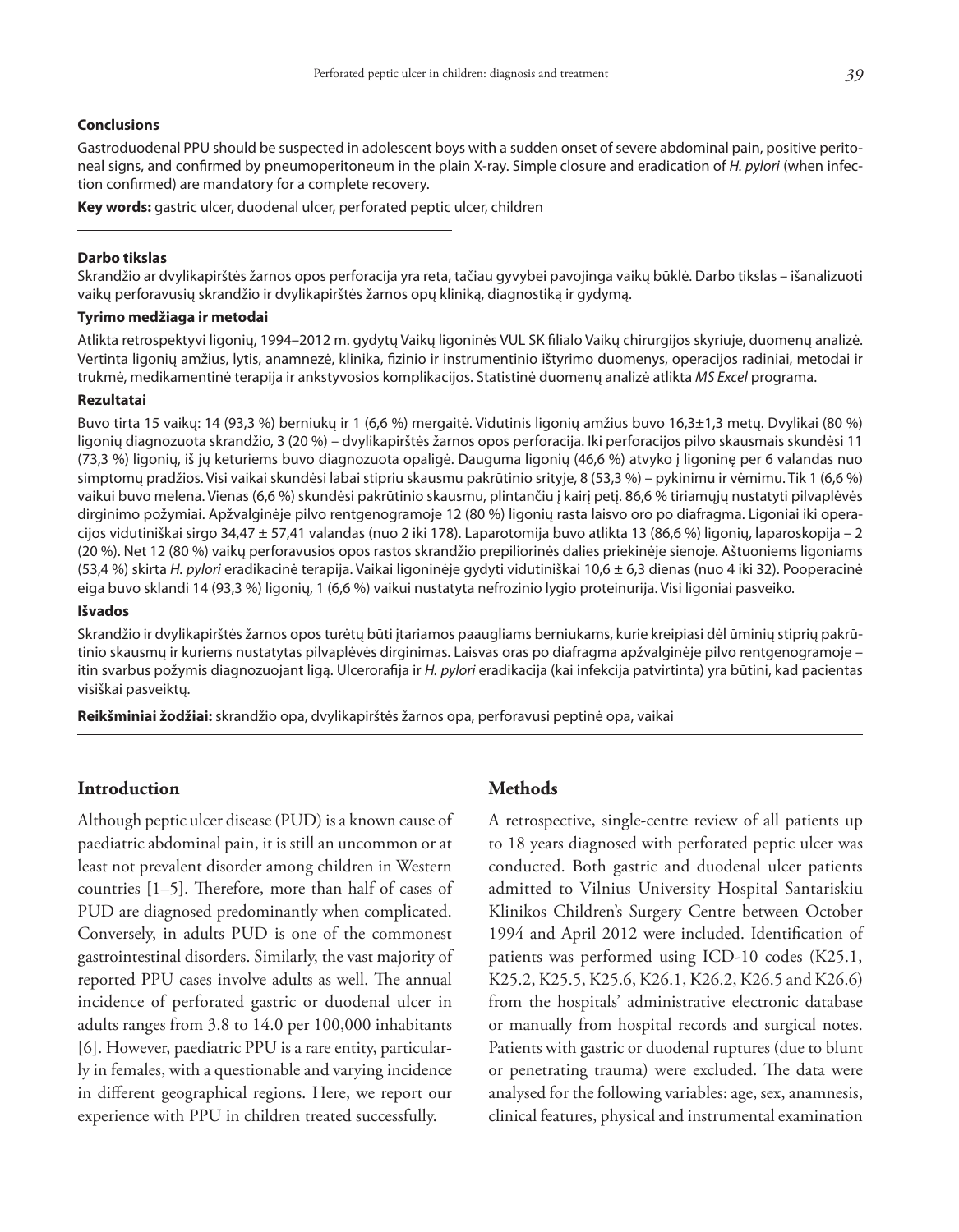**Conclusions**

Gastroduodenal PPU should be suspected in adolescent boys with a sudden onset of severe abdominal pain, positive peritoneal signs, and confirmed by pneumoperitoneum in the plain X-ray. Simple closure and eradication of *H. pylori* (when infection confirmed) are mandatory for a complete recovery.

**Key words:** gastric ulcer, duodenal ulcer, perforated peptic ulcer, children

---

**Darbo tikslas**

Skrandžio ar dvylikapirštės žarnos opos perforacija yra reta, tačiau gyvybei pavojinga vaikų būklė. Darbo tikslas – išanalizuoti vaikų perforavusių skrandžio ir dvylikapirštės žarnos opų kliniką, diagnostiką ir gydymą.

**Tyrimo medžiaga ir metodai**

Atlikta retrospektyvi ligonių, 1994–2012 m. gydytų Vaikų ligoninės VUL SK filialo Vaikų chirurgijos skyriuje, duomenų analizė. Vertinta ligonių amžius, lytis, anamnezė, klinika, fizinio ir instrumentinio ištyrimo duomenys, operacijos radiniai, metodai ir trukmė, medikamentinė terapija ir ankstyvosios komplikacijos. Statistinė duomenų analizė atlikta *MS Excel* programa.

**Rezultatai**

Buvo tirta 15 vaikų: 14 (93,3 %) berniukų ir 1 (6,6 %) mergaitė. Vidutinis ligonių amžius buvo 16,3±1,3 metų. Dvylikai (80 %) ligonių diagnozuota skrandžio, 3 (20 %) – dvylikapirštės žarnos opos perforacija. Iki perforacijos pilvo skausmais skundėsi 11 (73,3 %) ligonių, iš jų keturiems buvo diagnozuota opaligė. Dauguma ligonių (46,6 %) atvyko į ligoninę per 6 valandas nuo simptomų pradžios. Visi vaikai skundėsi labai stipriu skausmu pakrūtinio srityje, 8 (53,3 %) – pykinimu ir vėmimu. Tik 1 (6,6 %) vaikui buvo melena. Vienas (6,6 %) skundėsi pakrūtinio skausmu, plintančiu į kairį petį. 86,6 % tiriamųjų nustatyti pilvaplėvės dirginimo požymiai. Apžvalginėje pilvo rentgenogramoje 12 (80 %) ligonių rasta laisvo oro po diafragma. Ligoniai iki operacijos vidutiniškai sirgo 34,47 ± 57,41 valandas (nuo 2 iki 178). Laparotomija buvo atlikta 13 (86,6 %) ligonių, laparoskopija – 2 (20 %). Net 12 (80 %) vaikų perforavusios opos rastos skrandžio prepiliorinės dalies priekinėje sienoje. Aštuoniems ligoniams (53,4 %) skirta *H. pylori* eradikacinė terapija. Vaikai ligoninėje gydyti vidutiniškai 10,6 ± 6,3 dienas (nuo 4 iki 32). Pooperacinė eiga buvo sklandi 14 (93,3 %) ligonių, 1 (6,6 %) vaikui nustatyta nefrozinio lygio proteinurija. Visi ligoniai pasveiko.

**Išvados**

Skrandžio ir dvylikapirštės žarnos opos turėtų būti įtariamos paaugliams berniukams, kurie kreipiasi dėl ūminių stiprių pakrūtinio skausmų ir kuriems nustatytas pilvaplėvės dirginimas. Laisvas oras po diafragma apžvalginėje pilvo rentgenogramoje – itin svarbus požymis diagnozuojant ligą. Ulcerorafija ir *H. pylori* eradikacija (kai infekcija patvirtinta) yra būtini, kad pacientas visiškai pasveiktų.

**Reikšminiai žodžiai:** skrandžio opa, dvylikapirštės žarnos opa, perforavusi peptinė opa, vaikai

---

## Introduction

Although peptic ulcer disease (PUD) is a known cause of paediatric abdominal pain, it is still an uncommon or at least not prevalent disorder among children in Western countries [1–5]. Therefore, more than half of cases of PUD are diagnosed predominantly when complicated. Conversely, in adults PUD is one of the commonest gastrointestinal disorders. Similarly, the vast majority of reported PPU cases involve adults as well. The annual incidence of perforated gastric or duodenal ulcer in adults ranges from 3.8 to 14.0 per 100,000 inhabitants [6]. However, paediatric PPU is a rare entity, particularly in females, with a questionable and varying incidence in different geographical regions. Here, we report our experience with PPU in children treated successfully.

## Methods

A retrospective, single-centre review of all patients up to 18 years diagnosed with perforated peptic ulcer was conducted. Both gastric and duodenal ulcer patients admitted to Vilnius University Hospital Santariskiu Klinikos Children's Surgery Centre between October 1994 and April 2012 were included. Identification of patients was performed using ICD-10 codes (K25.1, K25.2, K25.5, K25.6, K26.1, K26.2, K26.5 and K26.6) from the hospitals' administrative electronic database or manually from hospital records and surgical notes. Patients with gastric or duodenal ruptures (due to blunt or penetrating trauma) were excluded. The data were analysed for the following variables: age, sex, anamnesis, clinical features, physical and instrumental examination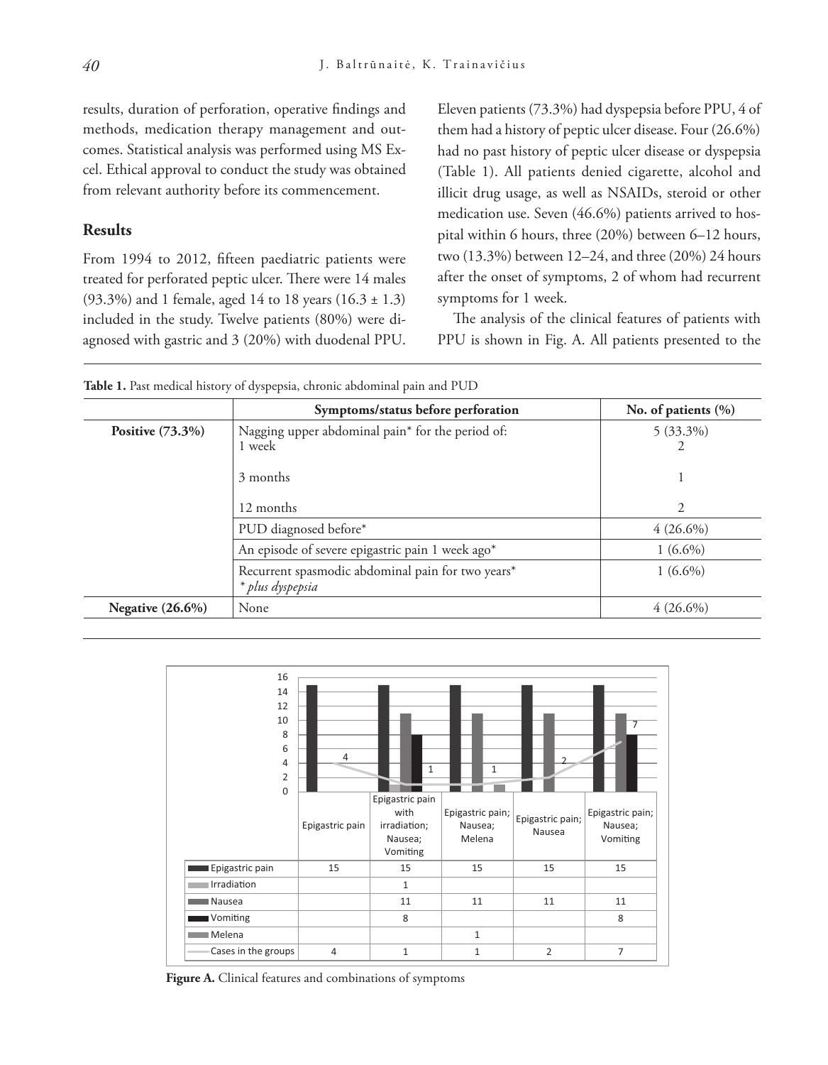results, duration of perforation, operative findings and methods, medication therapy management and outcomes. Statistical analysis was performed using MS Excel. Ethical approval to conduct the study was obtained from relevant authority before its commencement.

## Results

From 1994 to 2012, fifteen paediatric patients were treated for perforated peptic ulcer. There were 14 males (93.3%) and 1 female, aged 14 to 18 years (16.3 ± 1.3) included in the study. Twelve patients (80%) were diagnosed with gastric and 3 (20%) with duodenal PPU. Eleven patients (73.3%) had dyspepsia before PPU, 4 of them had a history of peptic ulcer disease. Four (26.6%) had no past history of peptic ulcer disease or dyspepsia (Table 1). All patients denied cigarette, alcohol and illicit drug usage, as well as NSAIDs, steroid or other medication use. Seven (46.6%) patients arrived to hospital within 6 hours, three (20%) between 6–12 hours, two (13.3%) between 12–24, and three (20%) 24 hours after the onset of symptoms, 2 of whom had recurrent symptoms for 1 week.

The analysis of the clinical features of patients with PPU is shown in Fig. A. All patients presented to the

**Table 1.** Past medical history of dyspepsia, chronic abdominal pain and PUD

| | Symptoms/status before perforation | No. of patients (%) |
|---|---|---|
| **Positive (73.3%)** | Nagging upper abdominal pain* for the period of: | 5 (33.3%) |
| | 1 week | 2 |
| | 3 months | 1 |
| | 12 months | 2 |
| | PUD diagnosed before* | 4 (26.6%) |
| | An episode of severe epigastric pain 1 week ago* | 1 (6.6%) |
| | Recurrent spasmodic abdominal pain for two years* <br> *\* plus dyspepsia* | 1 (6.6%) |
| **Negative (26.6%)** | None | 4 (26.6%) |

| | Epigastric pain | Epigastric pain with irradiation; Nausea; Vomiting | Epigastric pain; Nausea; Melena | Epigastric pain; Nausea | Epigastric pain; Nausea; Vomiting |
|---|---|---|---|---|---|
| Epigastric pain | 15 | 15 | 15 | 15 | 15 |
| Irradiation | | 1 | | | |
| Nausea | | 11 | 11 | 11 | 11 |
| Vomiting | | 8 | | | 8 |
| Melena | | | 1 | | |
| Cases in the groups | 4 | 1 | 1 | 2 | 7 |

**Figure A.** Clinical features and combinations of symptoms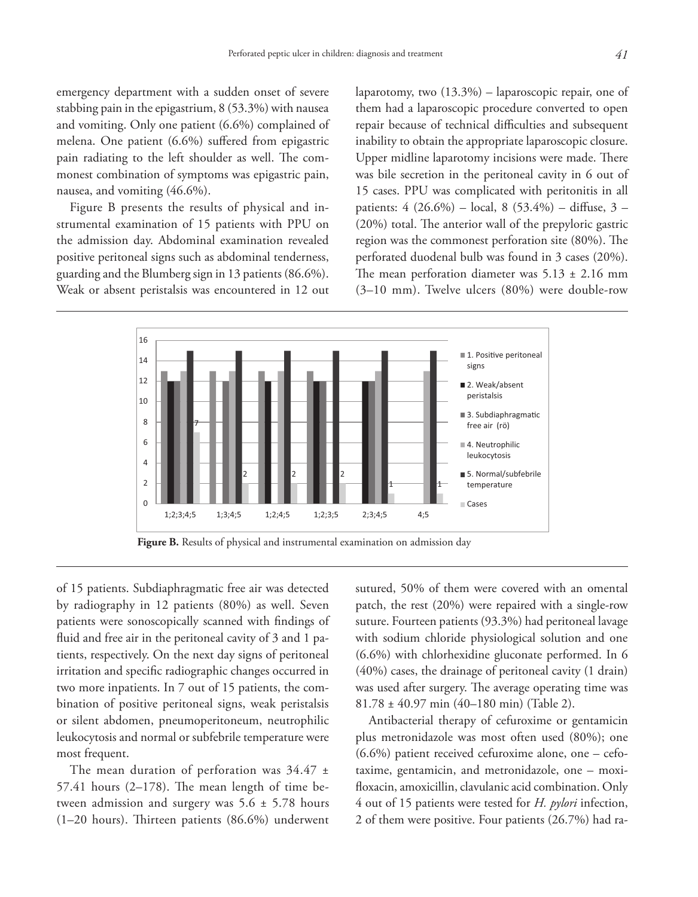emergency department with a sudden onset of severe stabbing pain in the epigastrium, 8 (53.3%) with nausea and vomiting. Only one patient (6.6%) complained of melena. One patient (6.6%) suffered from epigastric pain radiating to the left shoulder as well. The commonest combination of symptoms was epigastric pain, nausea, and vomiting (46.6%).

Figure B presents the results of physical and instrumental examination of 15 patients with PPU on the admission day. Abdominal examination revealed positive peritoneal signs such as abdominal tenderness, guarding and the Blumberg sign in 13 patients (86.6%). Weak or absent peristalsis was encountered in 12 out of 15 patients. Subdiaphragmatic free air was detected by radiography in 12 patients (80%) as well. Seven patients were sonoscopically scanned with findings of fluid and free air in the peritoneal cavity of 3 and 1 patients, respectively. On the next day signs of peritoneal irritation and specific radiographic changes occurred in two more inpatients. In 7 out of 15 patients, the combination of positive peritoneal signs, weak peristalsis or silent abdomen, pneumoperitoneum, neutrophilic leukocytosis and normal or subfebrile temperature were most frequent.

**Figure B.** Results of physical and instrumental examination on admission day

The mean duration of perforation was 34.47 ± 57.41 hours (2–178). The mean length of time between admission and surgery was 5.6 ± 5.78 hours (1–20 hours). Thirteen patients (86.6%) underwent laparotomy, two (13.3%) – laparoscopic repair, one of them had a laparoscopic procedure converted to open repair because of technical difficulties and subsequent inability to obtain the appropriate laparoscopic closure. Upper midline laparotomy incisions were made. There was bile secretion in the peritoneal cavity in 6 out of 15 cases. PPU was complicated with peritonitis in all patients: 4 (26.6%) – local, 8 (53.4%) – diffuse, 3 – (20%) total. The anterior wall of the prepyloric gastric region was the commonest perforation site (80%). The perforated duodenal bulb was found in 3 cases (20%). The mean perforation diameter was 5.13 ± 2.16 mm (3–10 mm). Twelve ulcers (80%) were double-row sutured, 50% of them were covered with an omental patch, the rest (20%) were repaired with a single-row suture. Fourteen patients (93.3%) had peritoneal lavage with sodium chloride physiological solution and one (6.6%) with chlorhexidine gluconate performed. In 6 (40%) cases, the drainage of peritoneal cavity (1 drain) was used after surgery. The average operating time was 81.78 ± 40.97 min (40–180 min) (Table 2).

Antibacterial therapy of cefuroxime or gentamicin plus metronidazole was most often used (80%); one (6.6%) patient received cefuroxime alone, one – cefotaxime, gentamicin, and metronidazole, one – moxifloxacin, amoxicillin, clavulanic acid combination. Only 4 out of 15 patients were tested for *H. pylori* infection, 2 of them were positive. Four patients (26.7%) had ra-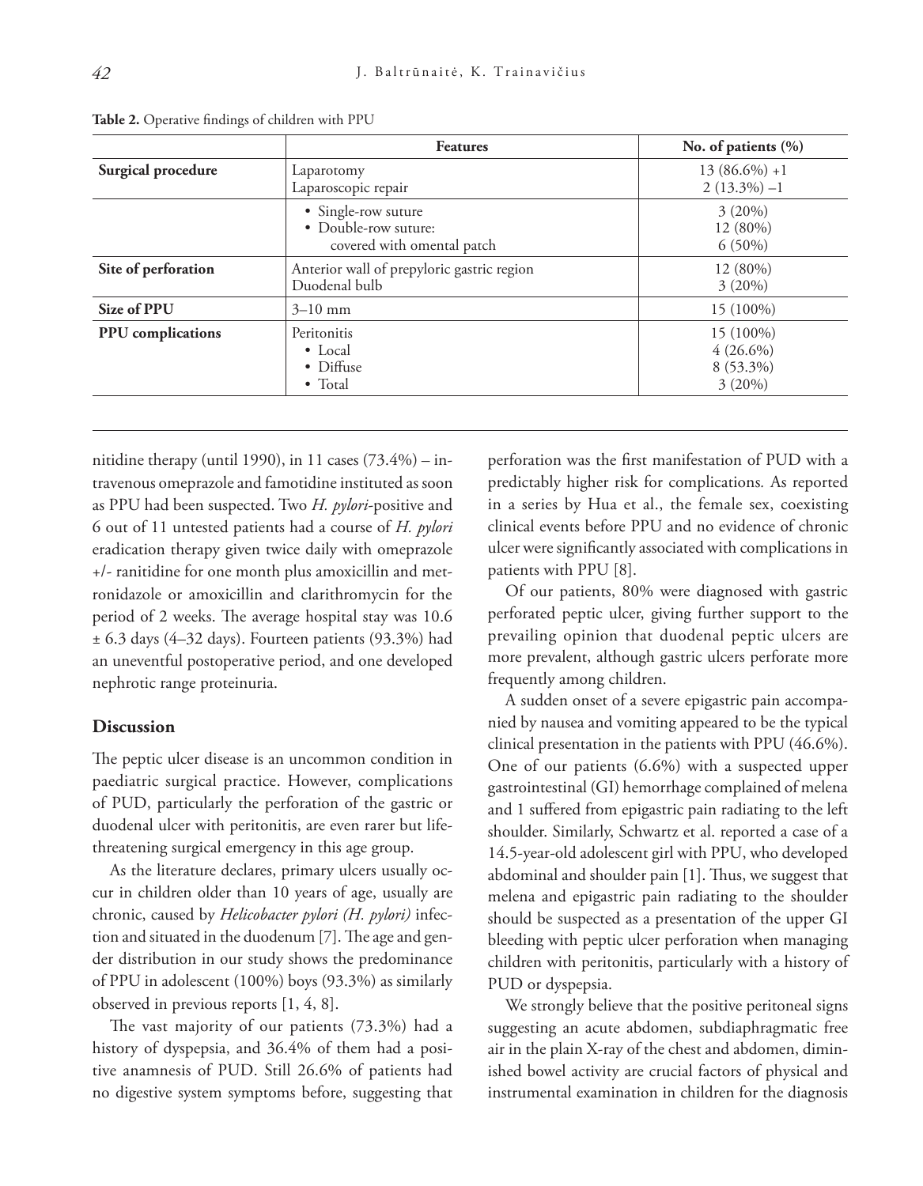**Table 2.** Operative findings of children with PPU

| | Features | No. of patients (%) |
|---|---|---|
| **Surgical procedure** | Laparotomy<br>Laparoscopic repair | 13 (86.6%) +1<br>2 (13.3%) –1 |
| | • Single-row suture<br>• Double-row suture:<br>covered with omental patch | 3 (20%)<br>12 (80%)<br>6 (50%) |
| **Site of perforation** | Anterior wall of prepyloric gastric region<br>Duodenal bulb | 12 (80%)<br>3 (20%) |
| **Size of PPU** | 3–10 mm | 15 (100%) |
| **PPU complications** | Peritonitis<br>• Local<br>• Diffuse<br>• Total | 15 (100%)<br>4 (26.6%)<br>8 (53.3%)<br>3 (20%) |

nitidine therapy (until 1990), in 11 cases (73.4%) – intravenous omeprazole and famotidine instituted as soon as PPU had been suspected. Two *H. pylori*-positive and 6 out of 11 untested patients had a course of *H. pylori* eradication therapy given twice daily with omeprazole +/- ranitidine for one month plus amoxicillin and metronidazole or amoxicillin and clarithromycin for the period of 2 weeks. The average hospital stay was 10.6 ± 6.3 days (4–32 days). Fourteen patients (93.3%) had an uneventful postoperative period, and one developed nephrotic range proteinuria.

## Discussion

The peptic ulcer disease is an uncommon condition in paediatric surgical practice. However, complications of PUD, particularly the perforation of the gastric or duodenal ulcer with peritonitis, are even rarer but life-threatening surgical emergency in this age group.

As the literature declares, primary ulcers usually occur in children older than 10 years of age, usually are chronic, caused by *Helicobacter pylori (H. pylori)* infection and situated in the duodenum [7]. The age and gender distribution in our study shows the predominance of PPU in adolescent (100%) boys (93.3%) as similarly observed in previous reports [1, 4, 8].

The vast majority of our patients (73.3%) had a history of dyspepsia, and 36.4% of them had a positive anamnesis of PUD. Still 26.6% of patients had no digestive system symptoms before, suggesting that perforation was the first manifestation of PUD with a predictably higher risk for complications. As reported in a series by Hua et al., the female sex, coexisting clinical events before PPU and no evidence of chronic ulcer were significantly associated with complications in patients with PPU [8].

Of our patients, 80% were diagnosed with gastric perforated peptic ulcer, giving further support to the prevailing opinion that duodenal peptic ulcers are more prevalent, although gastric ulcers perforate more frequently among children.

A sudden onset of a severe epigastric pain accompanied by nausea and vomiting appeared to be the typical clinical presentation in the patients with PPU (46.6%). One of our patients (6.6%) with a suspected upper gastrointestinal (GI) hemorrhage complained of melena and 1 suffered from epigastric pain radiating to the left shoulder. Similarly, Schwartz et al. reported a case of a 14.5-year-old adolescent girl with PPU, who developed abdominal and shoulder pain [1]. Thus, we suggest that melena and epigastric pain radiating to the shoulder should be suspected as a presentation of the upper GI bleeding with peptic ulcer perforation when managing children with peritonitis, particularly with a history of PUD or dyspepsia.

We strongly believe that the positive peritoneal signs suggesting an acute abdomen, subdiaphragmatic free air in the plain X-ray of the chest and abdomen, diminished bowel activity are crucial factors of physical and instrumental examination in children for the diagnosis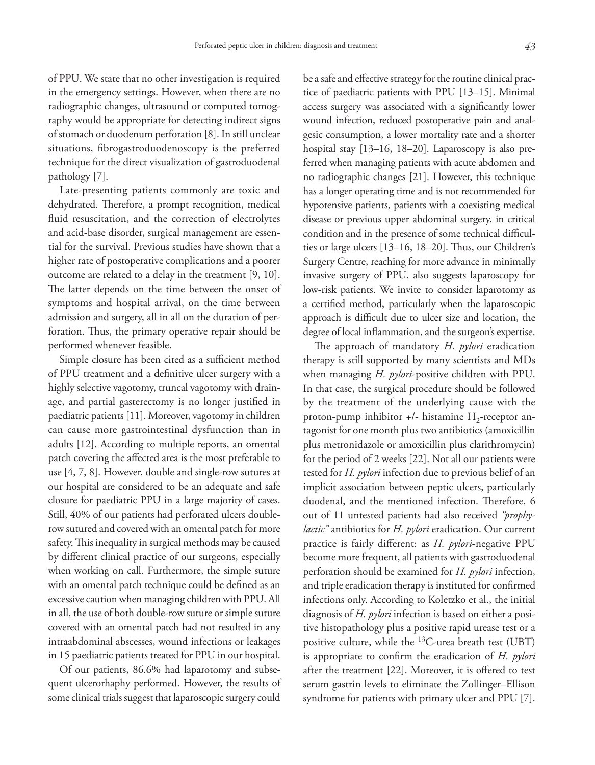of PPU. We state that no other investigation is required in the emergency settings. However, when there are no radiographic changes, ultrasound or computed tomography would be appropriate for detecting indirect signs of stomach or duodenum perforation [8]. In still unclear situations, fibrogastroduodenoscopy is the preferred technique for the direct visualization of gastroduodenal pathology [7].

Late-presenting patients commonly are toxic and dehydrated. Therefore, a prompt recognition, medical fluid resuscitation, and the correction of electrolytes and acid-base disorder, surgical management are essential for the survival. Previous studies have shown that a higher rate of postoperative complications and a poorer outcome are related to a delay in the treatment [9, 10]. The latter depends on the time between the onset of symptoms and hospital arrival, on the time between admission and surgery, all in all on the duration of perforation. Thus, the primary operative repair should be performed whenever feasible.

Simple closure has been cited as a sufficient method of PPU treatment and a definitive ulcer surgery with a highly selective vagotomy, truncal vagotomy with drainage, and partial gasterectomy is no longer justified in paediatric patients [11]. Moreover, vagotomy in children can cause more gastrointestinal dysfunction than in adults [12]. According to multiple reports, an omental patch covering the affected area is the most preferable to use [4, 7, 8]. However, double and single-row sutures at our hospital are considered to be an adequate and safe closure for paediatric PPU in a large majority of cases. Still, 40% of our patients had perforated ulcers double-row sutured and covered with an omental patch for more safety. This inequality in surgical methods may be caused by different clinical practice of our surgeons, especially when working on call. Furthermore, the simple suture with an omental patch technique could be defined as an excessive caution when managing children with PPU. All in all, the use of both double-row suture or simple suture covered with an omental patch had not resulted in any intraabdominal abscesses, wound infections or leakages in 15 paediatric patients treated for PPU in our hospital.

Of our patients, 86.6% had laparotomy and subsequent ulcerorhaphy performed. However, the results of some clinical trials suggest that laparoscopic surgery could be a safe and effective strategy for the routine clinical practice of paediatric patients with PPU [13–15]. Minimal access surgery was associated with a significantly lower wound infection, reduced postoperative pain and analgesic consumption, a lower mortality rate and a shorter hospital stay [13–16, 18–20]. Laparoscopy is also preferred when managing patients with acute abdomen and no radiographic changes [21]. However, this technique has a longer operating time and is not recommended for hypotensive patients, patients with a coexisting medical disease or previous upper abdominal surgery, in critical condition and in the presence of some technical difficulties or large ulcers [13–16, 18–20]. Thus, our Children's Surgery Centre, reaching for more advance in minimally invasive surgery of PPU, also suggests laparoscopy for low-risk patients. We invite to consider laparotomy as a certified method, particularly when the laparoscopic approach is difficult due to ulcer size and location, the degree of local inflammation, and the surgeon's expertise.

The approach of mandatory *H. pylori* eradication therapy is still supported by many scientists and MDs when managing *H. pylori*-positive children with PPU. In that case, the surgical procedure should be followed by the treatment of the underlying cause with the proton-pump inhibitor +/- histamine $H_2$-receptor antagonist for one month plus two antibiotics (amoxicillin plus metronidazole or amoxicillin plus clarithromycin) for the period of 2 weeks [22]. Not all our patients were tested for *H. pylori* infection due to previous belief of an implicit association between peptic ulcers, particularly duodenal, and the mentioned infection. Therefore, 6 out of 11 untested patients had also received *"prophylactic"* antibiotics for *H. pylori* eradication. Our current practice is fairly different: as *H. pylori*-negative PPU become more frequent, all patients with gastroduodenal perforation should be examined for *H. pylori* infection, and triple eradication therapy is instituted for confirmed infections only. According to Koletzko et al., the initial diagnosis of *H. pylori* infection is based on either a positive histopathology plus a positive rapid urease test or a positive culture, while the $^{13}$C-urea breath test (UBT) is appropriate to confirm the eradication of *H. pylori* after the treatment [22]. Moreover, it is offered to test serum gastrin levels to eliminate the Zollinger–Ellison syndrome for patients with primary ulcer and PPU [7].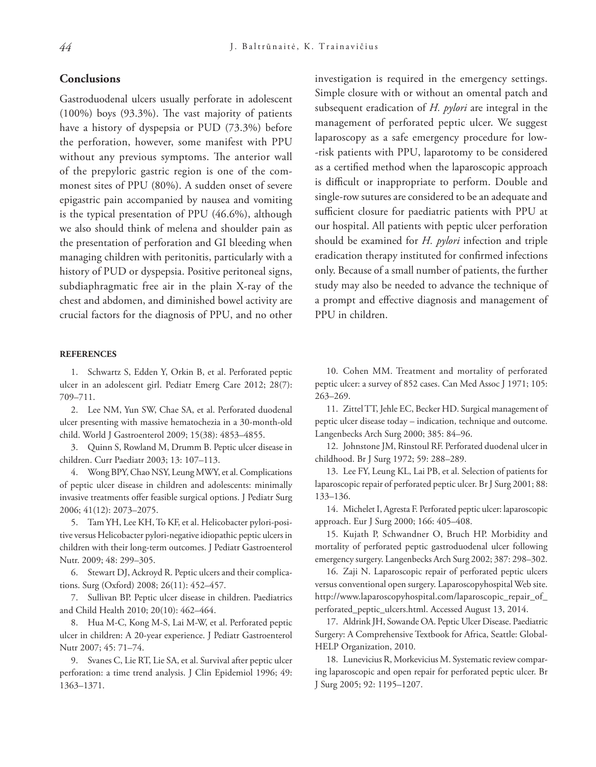## Conclusions

Gastroduodenal ulcers usually perforate in adolescent (100%) boys (93.3%). The vast majority of patients have a history of dyspepsia or PUD (73.3%) before the perforation, however, some manifest with PPU without any previous symptoms. The anterior wall of the prepyloric gastric region is one of the commonest sites of PPU (80%). A sudden onset of severe epigastric pain accompanied by nausea and vomiting is the typical presentation of PPU (46.6%), although we also should think of melena and shoulder pain as the presentation of perforation and GI bleeding when managing children with peritonitis, particularly with a history of PUD or dyspepsia. Positive peritoneal signs, subdiaphragmatic free air in the plain X-ray of the chest and abdomen, and diminished bowel activity are crucial factors for the diagnosis of PPU, and no other investigation is required in the emergency settings. Simple closure with or without an omental patch and subsequent eradication of *H. pylori* are integral in the management of perforated peptic ulcer. We suggest laparoscopy as a safe emergency procedure for low-risk patients with PPU, laparotomy to be considered as a certified method when the laparoscopic approach is difficult or inappropriate to perform. Double and single-row sutures are considered to be an adequate and sufficient closure for paediatric patients with PPU at our hospital. All patients with peptic ulcer perforation should be examined for *H. pylori* infection and triple eradication therapy instituted for confirmed infections only. Because of a small number of patients, the further study may also be needed to advance the technique of a prompt and effective diagnosis and management of PPU in children.

#### REFERENCES

1. Schwartz S, Edden Y, Orkin B, et al. Perforated peptic ulcer in an adolescent girl. Pediatr Emerg Care 2012; 28(7): 709–711.
2. Lee NM, Yun SW, Chae SA, et al. Perforated duodenal ulcer presenting with massive hematochezia in a 30-month-old child. World J Gastroenterol 2009; 15(38): 4853–4855.
3. Quinn S, Rowland M, Drumm B. Peptic ulcer disease in children. Curr Paediatr 2003; 13: 107–113.
4. Wong BPY, Chao NSY, Leung MWY, et al. Complications of peptic ulcer disease in children and adolescents: minimally invasive treatments offer feasible surgical options. J Pediatr Surg 2006; 41(12): 2073–2075.
5. Tam YH, Lee KH, To KF, et al. Helicobacter pylori-positive versus Helicobacter pylori-negative idiopathic peptic ulcers in children with their long-term outcomes. J Pediatr Gastroenterol Nutr. 2009; 48: 299–305.
6. Stewart DJ, Ackroyd R. Peptic ulcers and their complications. Surg (Oxford) 2008; 26(11): 452–457.
7. Sullivan BP. Peptic ulcer disease in children. Paediatrics and Child Health 2010; 20(10): 462–464.
8. Hua M-C, Kong M-S, Lai M-W, et al. Perforated peptic ulcer in children: A 20-year experience. J Pediatr Gastroenterol Nutr 2007; 45: 71–74.
9. Svanes C, Lie RT, Lie SA, et al. Survival after peptic ulcer perforation: a time trend analysis. J Clin Epidemiol 1996; 49: 1363–1371.
10. Cohen MM. Treatment and mortality of perforated peptic ulcer: a survey of 852 cases. Can Med Assoc J 1971; 105: 263–269.
11. Zittel TT, Jehle EC, Becker HD. Surgical management of peptic ulcer disease today – indication, technique and outcome. Langenbecks Arch Surg 2000; 385: 84–96.
12. Johnstone JM, Rinstoul RF. Perforated duodenal ulcer in childhood. Br J Surg 1972; 59: 288–289.
13. Lee FY, Leung KL, Lai PB, et al. Selection of patients for laparoscopic repair of perforated peptic ulcer. Br J Surg 2001; 88: 133–136.
14. Michelet I, Agresta F. Perforated peptic ulcer: laparoscopic approach. Eur J Surg 2000; 166: 405–408.
15. Kujath P, Schwandner O, Bruch HP. Morbidity and mortality of perforated peptic gastroduodenal ulcer following emergency surgery. Langenbecks Arch Surg 2002; 387: 298–302.
16. Zaji N. Laparoscopic repair of perforated peptic ulcers versus conventional open surgery. Laparoscopyhospital Web site. http://www.laparoscopyhospital.com/laparoscopic_repair_of_perforated_peptic_ulcers.html. Accessed August 13, 2014.
17. Aldrink JH, Sowande OA. Peptic Ulcer Disease. Paediatric Surgery: A Comprehensive Textbook for Africa, Seattle: Global-HELP Organization, 2010.
18. Lunevicius R, Morkevicius M. Systematic review comparing laparoscopic and open repair for perforated peptic ulcer. Br J Surg 2005; 92: 1195–1207.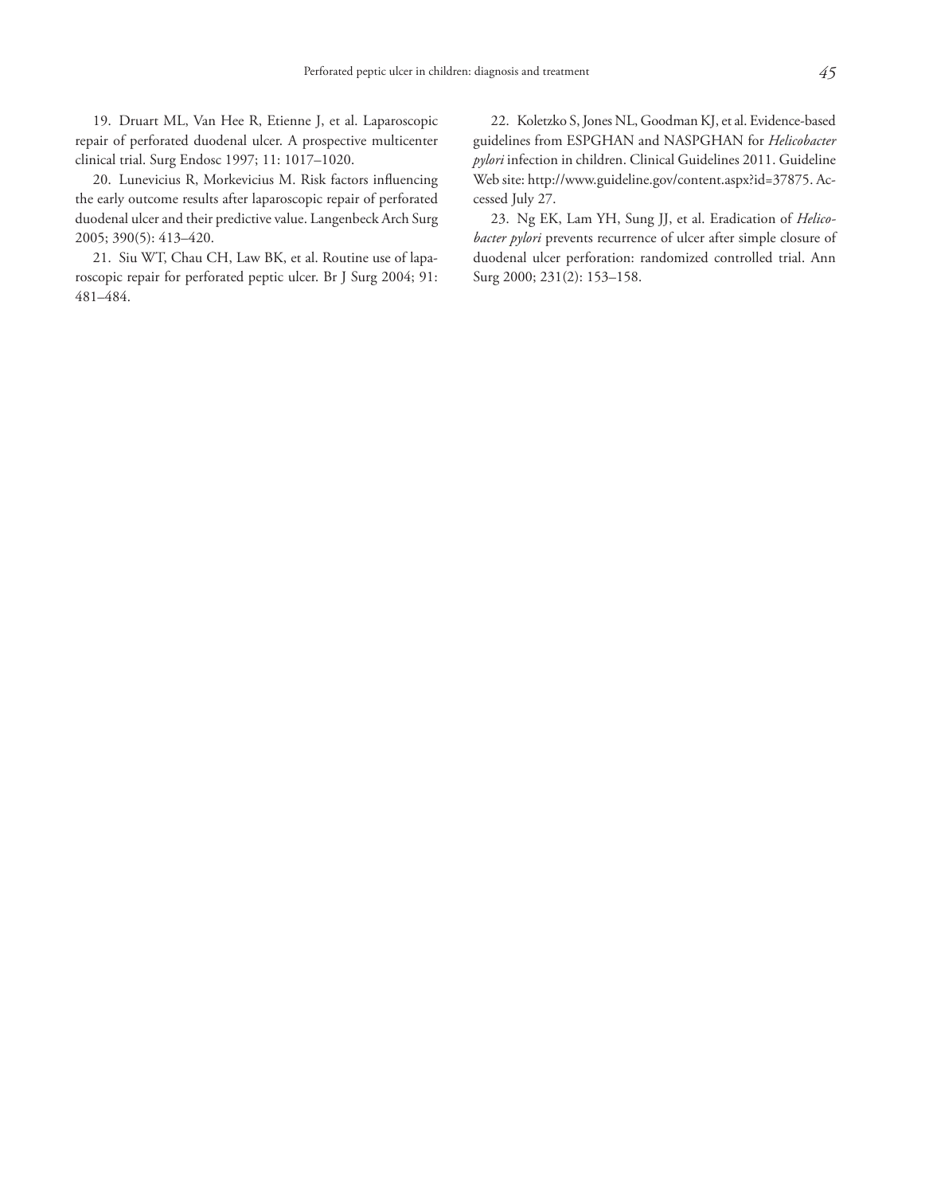19. Druart ML, Van Hee R, Etienne J, et al. Laparoscopic repair of perforated duodenal ulcer. A prospective multicenter clinical trial. Surg Endosc 1997; 11: 1017–1020.

20. Lunevicius R, Morkevicius M. Risk factors influencing the early outcome results after laparoscopic repair of perforated duodenal ulcer and their predictive value. Langenbeck Arch Surg 2005; 390(5): 413–420.

21. Siu WT, Chau CH, Law BK, et al. Routine use of laparoscopic repair for perforated peptic ulcer. Br J Surg 2004; 91: 481–484.

22. Koletzko S, Jones NL, Goodman KJ, et al. Evidence-based guidelines from ESPGHAN and NASPGHAN for *Helicobacter pylori* infection in children. Clinical Guidelines 2011. Guideline Web site: http://www.guideline.gov/content.aspx?id=37875. Accessed July 27.

23. Ng EK, Lam YH, Sung JJ, et al. Eradication of *Helicobacter pylori* prevents recurrence of ulcer after simple closure of duodenal ulcer perforation: randomized controlled trial. Ann Surg 2000; 231(2): 153–158.